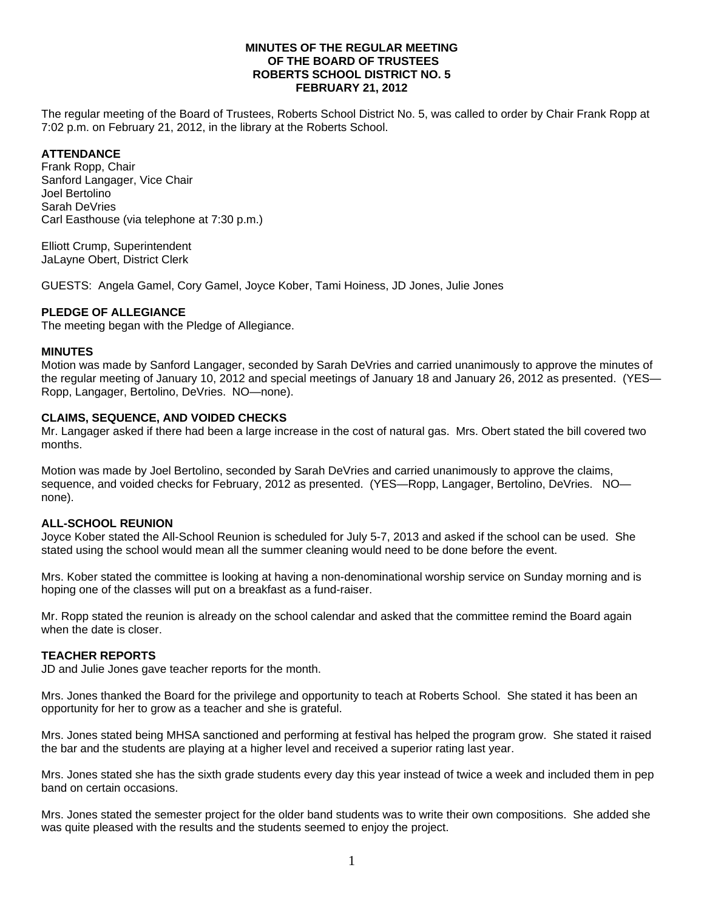# MINUTES OF THE REGULAR MEETING
# OF THE BOARD OF TRUSTEES
# ROBERTS SCHOOL DISTRICT NO. 5
# FEBRUARY 21, 2012

The regular meeting of the Board of Trustees, Roberts School District No. 5, was called to order by Chair Frank Ropp at 7:02 p.m. on February 21, 2012, in the library at the Roberts School.

**ATTENDANCE**

Frank Ropp, Chair
Sanford Langager, Vice Chair
Joel Bertolino
Sarah DeVries
Carl Easthouse (via telephone at 7:30 p.m.)

Elliott Crump, Superintendent
JaLayne Obert, District Clerk

GUESTS: Angela Gamel, Cory Gamel, Joyce Kober, Tami Hoiness, JD Jones, Julie Jones

**PLEDGE OF ALLEGIANCE**

The meeting began with the Pledge of Allegiance.

**MINUTES**

Motion was made by Sanford Langager, seconded by Sarah DeVries and carried unanimously to approve the minutes of the regular meeting of January 10, 2012 and special meetings of January 18 and January 26, 2012 as presented. (YES—Ropp, Langager, Bertolino, DeVries. NO—none).

**CLAIMS, SEQUENCE, AND VOIDED CHECKS**

Mr. Langager asked if there had been a large increase in the cost of natural gas. Mrs. Obert stated the bill covered two months.

Motion was made by Joel Bertolino, seconded by Sarah DeVries and carried unanimously to approve the claims, sequence, and voided checks for February, 2012 as presented. (YES—Ropp, Langager, Bertolino, DeVries. NO—none).

**ALL-SCHOOL REUNION**

Joyce Kober stated the All-School Reunion is scheduled for July 5-7, 2013 and asked if the school can be used. She stated using the school would mean all the summer cleaning would need to be done before the event.

Mrs. Kober stated the committee is looking at having a non-denominational worship service on Sunday morning and is hoping one of the classes will put on a breakfast as a fund-raiser.

Mr. Ropp stated the reunion is already on the school calendar and asked that the committee remind the Board again when the date is closer.

**TEACHER REPORTS**

JD and Julie Jones gave teacher reports for the month.

Mrs. Jones thanked the Board for the privilege and opportunity to teach at Roberts School. She stated it has been an opportunity for her to grow as a teacher and she is grateful.

Mrs. Jones stated being MHSA sanctioned and performing at festival has helped the program grow. She stated it raised the bar and the students are playing at a higher level and received a superior rating last year.

Mrs. Jones stated she has the sixth grade students every day this year instead of twice a week and included them in pep band on certain occasions.

Mrs. Jones stated the semester project for the older band students was to write their own compositions. She added she was quite pleased with the results and the students seemed to enjoy the project.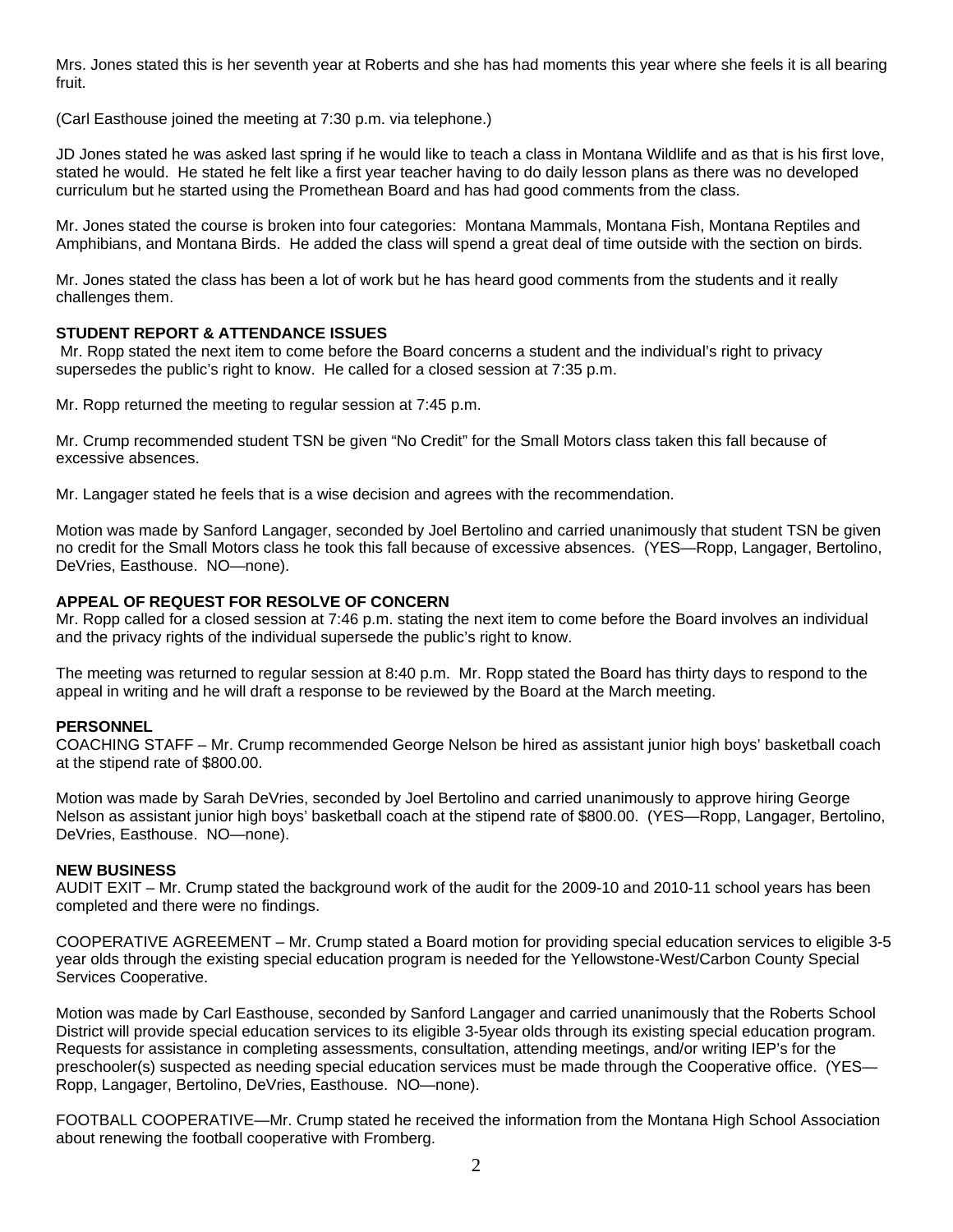Mrs. Jones stated this is her seventh year at Roberts and she has had moments this year where she feels it is all bearing fruit.

(Carl Easthouse joined the meeting at 7:30 p.m. via telephone.)

JD Jones stated he was asked last spring if he would like to teach a class in Montana Wildlife and as that is his first love, stated he would. He stated he felt like a first year teacher having to do daily lesson plans as there was no developed curriculum but he started using the Promethean Board and has had good comments from the class.

Mr. Jones stated the course is broken into four categories: Montana Mammals, Montana Fish, Montana Reptiles and Amphibians, and Montana Birds. He added the class will spend a great deal of time outside with the section on birds.

Mr. Jones stated the class has been a lot of work but he has heard good comments from the students and it really challenges them.

**STUDENT REPORT & ATTENDANCE ISSUES**

Mr. Ropp stated the next item to come before the Board concerns a student and the individual's right to privacy supersedes the public's right to know. He called for a closed session at 7:35 p.m.

Mr. Ropp returned the meeting to regular session at 7:45 p.m.

Mr. Crump recommended student TSN be given "No Credit" for the Small Motors class taken this fall because of excessive absences.

Mr. Langager stated he feels that is a wise decision and agrees with the recommendation.

Motion was made by Sanford Langager, seconded by Joel Bertolino and carried unanimously that student TSN be given no credit for the Small Motors class he took this fall because of excessive absences. (YES—Ropp, Langager, Bertolino, DeVries, Easthouse. NO—none).

**APPEAL OF REQUEST FOR RESOLVE OF CONCERN**

Mr. Ropp called for a closed session at 7:46 p.m. stating the next item to come before the Board involves an individual and the privacy rights of the individual supersede the public's right to know.

The meeting was returned to regular session at 8:40 p.m. Mr. Ropp stated the Board has thirty days to respond to the appeal in writing and he will draft a response to be reviewed by the Board at the March meeting.

**PERSONNEL**

COACHING STAFF – Mr. Crump recommended George Nelson be hired as assistant junior high boys' basketball coach at the stipend rate of $800.00.

Motion was made by Sarah DeVries, seconded by Joel Bertolino and carried unanimously to approve hiring George Nelson as assistant junior high boys' basketball coach at the stipend rate of $800.00. (YES—Ropp, Langager, Bertolino, DeVries, Easthouse. NO—none).

**NEW BUSINESS**

AUDIT EXIT – Mr. Crump stated the background work of the audit for the 2009-10 and 2010-11 school years has been completed and there were no findings.

COOPERATIVE AGREEMENT – Mr. Crump stated a Board motion for providing special education services to eligible 3-5 year olds through the existing special education program is needed for the Yellowstone-West/Carbon County Special Services Cooperative.

Motion was made by Carl Easthouse, seconded by Sanford Langager and carried unanimously that the Roberts School District will provide special education services to its eligible 3-5year olds through its existing special education program. Requests for assistance in completing assessments, consultation, attending meetings, and/or writing IEP's for the preschooler(s) suspected as needing special education services must be made through the Cooperative office. (YES—Ropp, Langager, Bertolino, DeVries, Easthouse. NO—none).

FOOTBALL COOPERATIVE—Mr. Crump stated he received the information from the Montana High School Association about renewing the football cooperative with Fromberg.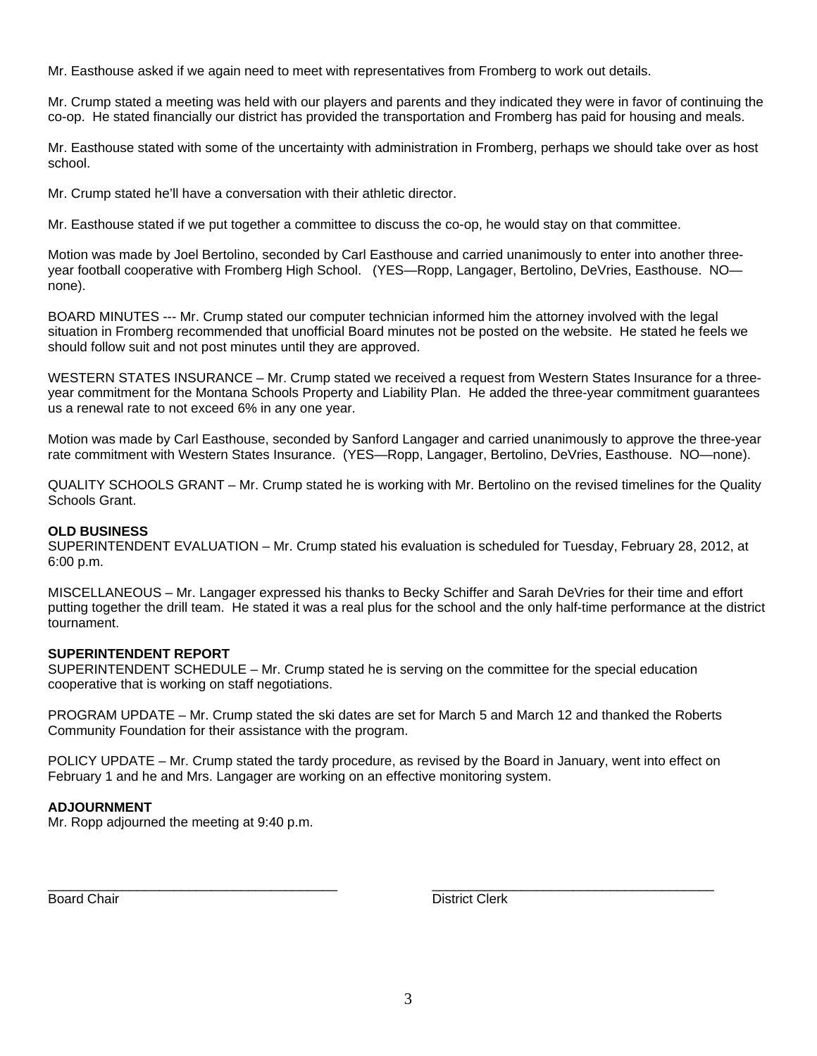Mr. Easthouse asked if we again need to meet with representatives from Fromberg to work out details.

Mr. Crump stated a meeting was held with our players and parents and they indicated they were in favor of continuing the co-op. He stated financially our district has provided the transportation and Fromberg has paid for housing and meals.

Mr. Easthouse stated with some of the uncertainty with administration in Fromberg, perhaps we should take over as host school.

Mr. Crump stated he'll have a conversation with their athletic director.

Mr. Easthouse stated if we put together a committee to discuss the co-op, he would stay on that committee.

Motion was made by Joel Bertolino, seconded by Carl Easthouse and carried unanimously to enter into another three-year football cooperative with Fromberg High School. (YES—Ropp, Langager, Bertolino, DeVries, Easthouse. NO—none).

BOARD MINUTES --- Mr. Crump stated our computer technician informed him the attorney involved with the legal situation in Fromberg recommended that unofficial Board minutes not be posted on the website. He stated he feels we should follow suit and not post minutes until they are approved.

WESTERN STATES INSURANCE – Mr. Crump stated we received a request from Western States Insurance for a three-year commitment for the Montana Schools Property and Liability Plan. He added the three-year commitment guarantees us a renewal rate to not exceed 6% in any one year.

Motion was made by Carl Easthouse, seconded by Sanford Langager and carried unanimously to approve the three-year rate commitment with Western States Insurance. (YES—Ropp, Langager, Bertolino, DeVries, Easthouse. NO—none).

QUALITY SCHOOLS GRANT – Mr. Crump stated he is working with Mr. Bertolino on the revised timelines for the Quality Schools Grant.

**OLD BUSINESS**

SUPERINTENDENT EVALUATION – Mr. Crump stated his evaluation is scheduled for Tuesday, February 28, 2012, at 6:00 p.m.

MISCELLANEOUS – Mr. Langager expressed his thanks to Becky Schiffer and Sarah DeVries for their time and effort putting together the drill team. He stated it was a real plus for the school and the only half-time performance at the district tournament.

**SUPERINTENDENT REPORT**

SUPERINTENDENT SCHEDULE – Mr. Crump stated he is serving on the committee for the special education cooperative that is working on staff negotiations.

PROGRAM UPDATE – Mr. Crump stated the ski dates are set for March 5 and March 12 and thanked the Roberts Community Foundation for their assistance with the program.

POLICY UPDATE – Mr. Crump stated the tardy procedure, as revised by the Board in January, went into effect on February 1 and he and Mrs. Langager are working on an effective monitoring system.

**ADJOURNMENT**

Mr. Ropp adjourned the meeting at 9:40 p.m.

\_\_\_\_\_\_\_\_\_\_\_\_\_\_\_\_\_\_\_\_\_\_\_\_\_\_\_\_\_\_\_\_\_\_\_\_\_\_\_\_
Board Chair

\_\_\_\_\_\_\_\_\_\_\_\_\_\_\_\_\_\_\_\_\_\_\_\_\_\_\_\_\_\_\_\_\_\_\_\_\_\_\_\_
District Clerk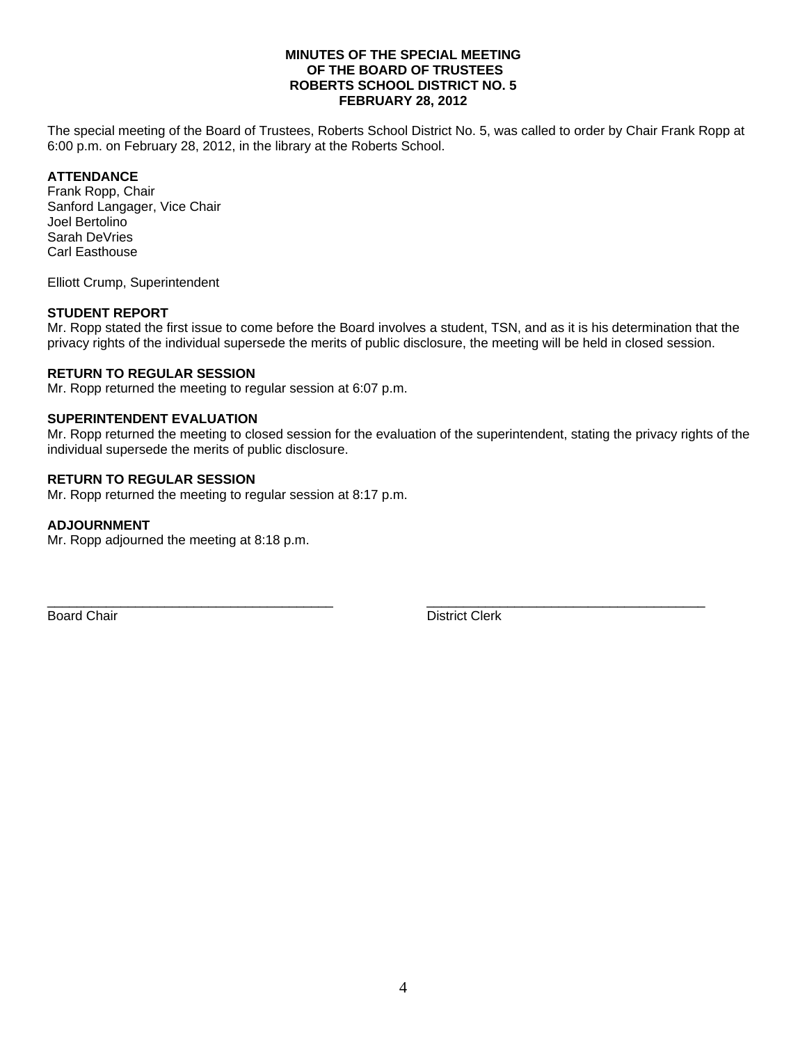# MINUTES OF THE SPECIAL MEETING OF THE BOARD OF TRUSTEES ROBERTS SCHOOL DISTRICT NO. 5 FEBRUARY 28, 2012

The special meeting of the Board of Trustees, Roberts School District No. 5, was called to order by Chair Frank Ropp at 6:00 p.m. on February 28, 2012, in the library at the Roberts School.

**ATTENDANCE**

Frank Ropp, Chair
Sanford Langager, Vice Chair
Joel Bertolino
Sarah DeVries
Carl Easthouse

Elliott Crump, Superintendent

**STUDENT REPORT**

Mr. Ropp stated the first issue to come before the Board involves a student, TSN, and as it is his determination that the privacy rights of the individual supersede the merits of public disclosure, the meeting will be held in closed session.

**RETURN TO REGULAR SESSION**

Mr. Ropp returned the meeting to regular session at 6:07 p.m.

**SUPERINTENDENT EVALUATION**

Mr. Ropp returned the meeting to closed session for the evaluation of the superintendent, stating the privacy rights of the individual supersede the merits of public disclosure.

**RETURN TO REGULAR SESSION**

Mr. Ropp returned the meeting to regular session at 8:17 p.m.

**ADJOURNMENT**

Mr. Ropp adjourned the meeting at 8:18 p.m.

_______________________________________ _______________________________________

Board Chair District Clerk